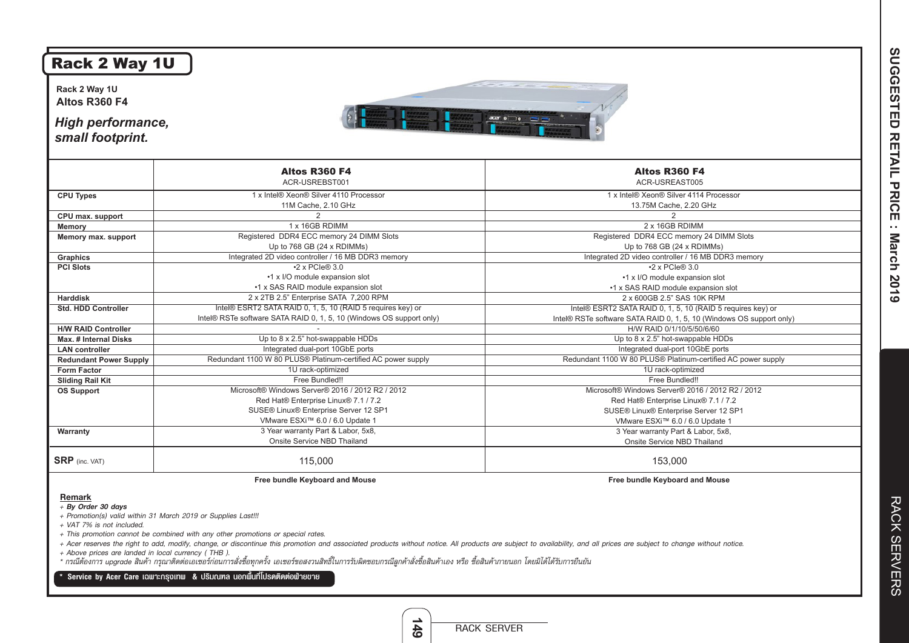# Rack 2 Way 1U

Rack 2 Way 1U
**Altos R360 F4**

***High performance, small footprint.***

| | **Altos R360 F4**<br>ACR-USREBST001 | **Altos R360 F4**<br>ACR-USREAST005 |
|---|---|---|
| **CPU Types** | 1 x Intel® Xeon® Silver 4110 Processor<br>11M Cache, 2.10 GHz | 1 x Intel® Xeon® Silver 4114 Processor<br>13.75M Cache, 2.20 GHz |
| **CPU max. support** | 2 | 2 |
| **Memory** | 1 x 16GB RDIMM | 2 x 16GB RDIMM |
| **Memory max. support** | Registered DDR4 ECC memory 24 DIMM Slots<br>Up to 768 GB (24 x RDIMMs) | Registered DDR4 ECC memory 24 DIMM Slots<br>Up to 768 GB (24 x RDIMMs) |
| **Graphics** | Integrated 2D video controller / 16 MB DDR3 memory | Integrated 2D video controller / 16 MB DDR3 memory |
| **PCI Slots** | •2 x PCIe® 3.0<br>•1 x I/O module expansion slot<br>•1 x SAS RAID module expansion slot | •2 x PCIe® 3.0<br>•1 x I/O module expansion slot<br>•1 x SAS RAID module expansion slot |
| **Harddisk** | 2 x 2TB 2.5" Enterprise SATA 7,200 RPM | 2 x 600GB 2.5" SAS 10K RPM |
| **Std. HDD Controller** | Intel® ESRT2 SATA RAID 0, 1, 5, 10 (RAID 5 requires key) or<br>Intel® RSTe software SATA RAID 0, 1, 5, 10 (Windows OS support only) | Intel® ESRT2 SATA RAID 0, 1, 5, 10 (RAID 5 requires key) or<br>Intel® RSTe software SATA RAID 0, 1, 5, 10 (Windows OS support only) |
| **H/W RAID Controller** | - | H/W RAID 0/1/10/5/50/6/60 |
| **Max. # Internal Disks** | Up to 8 x 2.5" hot-swappable HDDs | Up to 8 x 2.5" hot-swappable HDDs |
| **LAN controller** | Integrated dual-port 10GbE ports | Integrated dual-port 10GbE ports |
| **Redundant Power Supply** | Redundant 1100 W 80 PLUS® Platinum-certified AC power supply | Redundant 1100 W 80 PLUS® Platinum-certified AC power supply |
| **Form Factor** | 1U rack-optimized | 1U rack-optimized |
| **Sliding Rail Kit** | Free Bundled!! | Free Bundled!! |
| **OS Support** | Microsoft® Windows Server® 2016 / 2012 R2 / 2012<br>Red Hat® Enterprise Linux® 7.1 / 7.2<br>SUSE® Linux® Enterprise Server 12 SP1<br>VMware ESXi™ 6.0 / 6.0 Update 1 | Microsoft® Windows Server® 2016 / 2012 R2 / 2012<br>Red Hat® Enterprise Linux® 7.1 / 7.2<br>SUSE® Linux® Enterprise Server 12 SP1<br>VMware ESXi™ 6.0 / 6.0 Update 1 |
| **Warranty** | 3 Year warranty Part & Labor, 5x8,<br>Onsite Service NBD Thailand | 3 Year warranty Part & Labor, 5x8,<br>Onsite Service NBD Thailand |
| **SRP** (inc. VAT) | 115,000 | 153,000 |
| | **Free bundle Keyboard and Mouse** | **Free bundle Keyboard and Mouse** |

**Remark**

+ ***By Order 30 days***
+ *Promotion(s) valid within 31 March 2019 or Supplies Last!!!*
+ *VAT 7% is not included.*
+ *This promotion cannot be combined with any other promotions or special rates.*
+ *Acer reserves the right to add, modify, change, or discontinue this promotion and associated products without notice. All products are subject to availability, and all prices are subject to change without notice.*
+ *Above prices are landed in local currency ( THB ).*

\* *กรณีต้องการ upgrade สินค้า กรุณาติดต่อเอเซอร์ก่อนการสั่งซื้อทุกครั้ง เอเซอร์ขอสงวนสิทธิ์ในการรับผิดชอบกรณีลูกค้าสั่งซื้อสินค้าเอง หรือ ซื้อสินค้าภายนอก โดยมิได้ได้รับการยืนยัน*

**\* Service by Acer Care เฉพาะกรุงเทพ & ปริมณฑล นอกพื้นที่โปรดติดต่อฝ่ายขาย**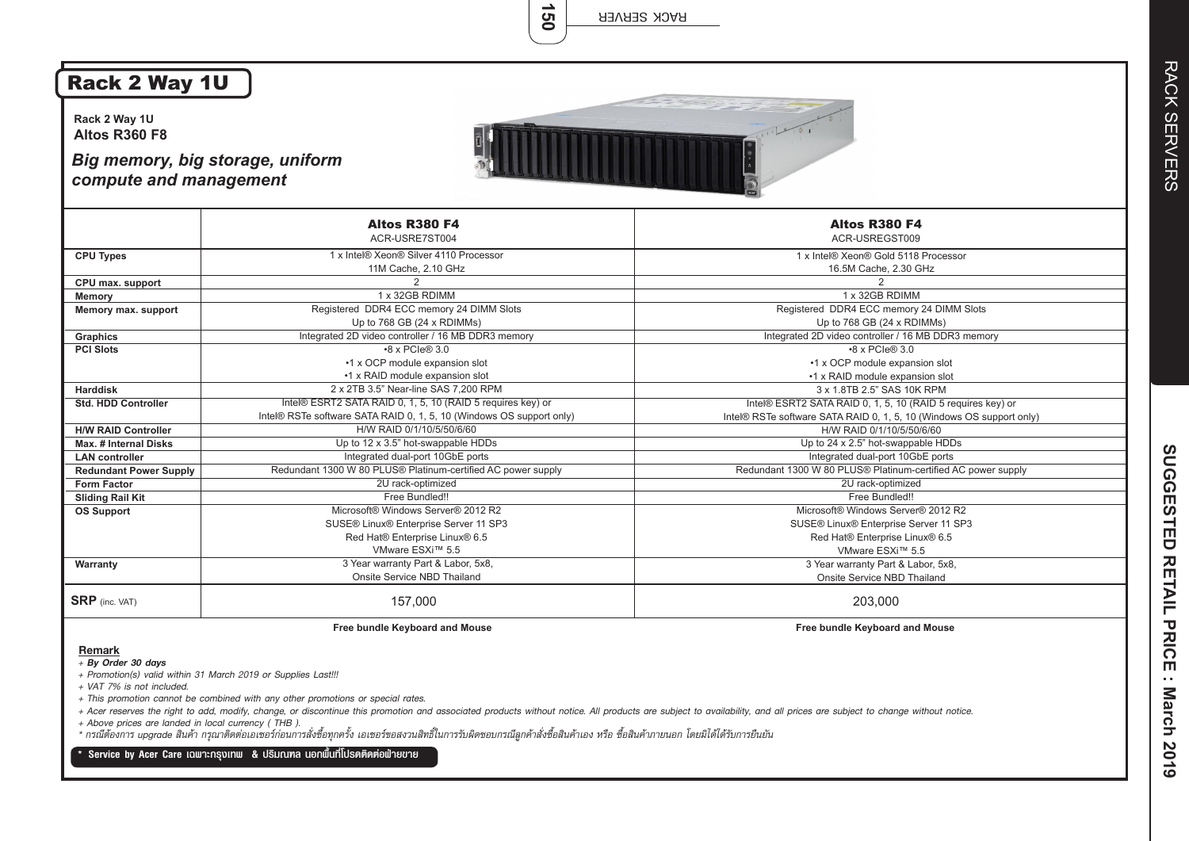# Rack 2 Way 1U

**Rack 2 Way 1U**
**Altos R360 F8**

***Big memory, big storage, uniform compute and management***

| | **Altos R380 F4** ACR-USRE7ST004 | **Altos R380 F4** ACR-USREGST009 |
|---|---|---|
| **CPU Types** | 1 x Intel® Xeon® Silver 4110 Processor 11M Cache, 2.10 GHz | 1 x Intel® Xeon® Gold 5118 Processor 16.5M Cache, 2.30 GHz |
| **CPU max. support** | 2 | 2 |
| **Memory** | 1 x 32GB RDIMM | 1 x 32GB RDIMM |
| **Memory max. support** | Registered DDR4 ECC memory 24 DIMM Slots Up to 768 GB (24 x RDIMMs) | Registered DDR4 ECC memory 24 DIMM Slots Up to 768 GB (24 x RDIMMs) |
| **Graphics** | Integrated 2D video controller / 16 MB DDR3 memory | Integrated 2D video controller / 16 MB DDR3 memory |
| **PCI Slots** | •8 x PCIe® 3.0 •1 x OCP module expansion slot •1 x RAID module expansion slot | •8 x PCIe® 3.0 •1 x OCP module expansion slot •1 x RAID module expansion slot |
| **Harddisk** | 2 x 2TB 3.5" Near-line SAS 7,200 RPM | 3 x 1.8TB 2.5" SAS 10K RPM |
| **Std. HDD Controller** | Intel® ESRT2 SATA RAID 0, 1, 5, 10 (RAID 5 requires key) or Intel® RSTe software SATA RAID 0, 1, 5, 10 (Windows OS support only) | Intel® ESRT2 SATA RAID 0, 1, 5, 10 (RAID 5 requires key) or Intel® RSTe software SATA RAID 0, 1, 5, 10 (Windows OS support only) |
| **H/W RAID Controller** | H/W RAID 0/1/10/5/50/6/60 | H/W RAID 0/1/10/5/50/6/60 |
| **Max. # Internal Disks** | Up to 12 x 3.5" hot-swappable HDDs | Up to 24 x 2.5" hot-swappable HDDs |
| **LAN controller** | Integrated dual-port 10GbE ports | Integrated dual-port 10GbE ports |
| **Redundant Power Supply** | Redundant 1300 W 80 PLUS® Platinum-certified AC power supply | Redundant 1300 W 80 PLUS® Platinum-certified AC power supply |
| **Form Factor** | 2U rack-optimized | 2U rack-optimized |
| **Sliding Rail Kit** | Free Bundled!! | Free Bundled!! |
| **OS Support** | Microsoft® Windows Server® 2012 R2 SUSE® Linux® Enterprise Server 11 SP3 Red Hat® Enterprise Linux® 6.5 VMware ESXi™ 5.5 | Microsoft® Windows Server® 2012 R2 SUSE® Linux® Enterprise Server 11 SP3 Red Hat® Enterprise Linux® 6.5 VMware ESXi™ 5.5 |
| **Warranty** | 3 Year warranty Part & Labor, 5x8, Onsite Service NBD Thailand | 3 Year warranty Part & Labor, 5x8, Onsite Service NBD Thailand |
| **SRP** (inc. VAT) | 157,000 | 203,000 |
| | **Free bundle Keyboard and Mouse** | **Free bundle Keyboard and Mouse** |

**Remark**

+ ***By Order 30 days***
+ *Promotion(s) valid within 31 March 2019 or Supplies Last!!!*
+ *VAT 7% is not included.*
+ *This promotion cannot be combined with any other promotions or special rates.*
+ *Acer reserves the right to add, modify, change, or discontinue this promotion and associated products without notice. All products are subject to availability, and all prices are subject to change without notice.*
+ *Above prices are landed in local currency ( THB ).*

*\* กรณีต้องการ upgrade สินค้า กรุณาติดต่อเอเซอร์ก่อนการสั่งซื้อทุกครั้ง เอเซอร์ขอสงวนสิทธิ์ในการรับผิดชอบกรณีลูกค้าสั่งซื้อสินค้าเอง หรือ ซื้อสินค้าภายนอก โดยมิได้ได้รับการยืนยัน*

**\* Service by Acer Care เฉพาะกรุงเทพ & ปริมณฑล นอกพื้นที่โปรดติดต่อฝ่ายขาย**

RACK SERVERS

SUGGESTED RETAIL PRICE : March 2019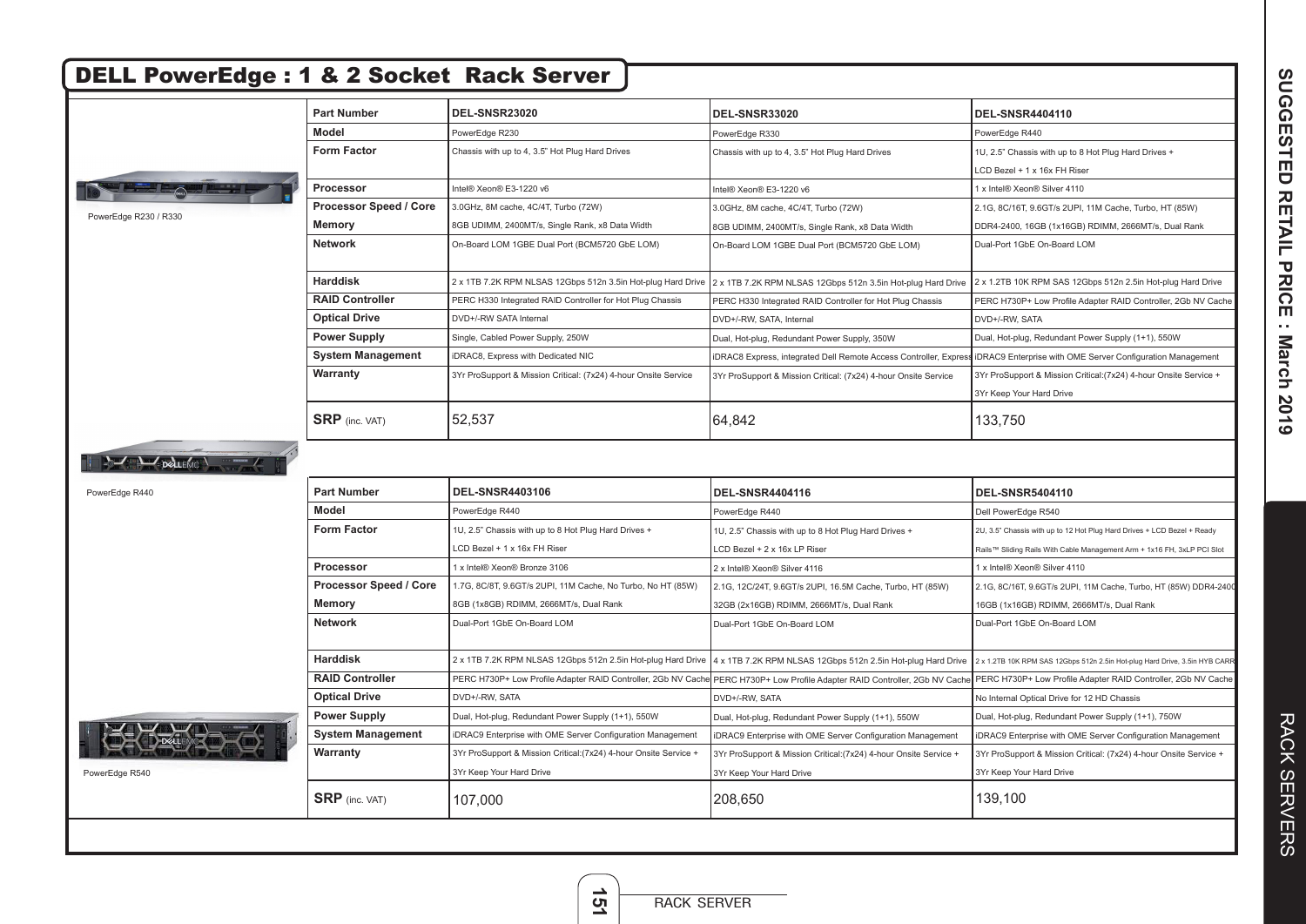# DELL PowerEdge : 1 & 2 Socket Rack Server

PowerEdge R230 / R330

| Part Number | DEL-SNSR23020 | DEL-SNSR33020 | DEL-SNSR4404110 |
|---|---|---|---|
| Model | PowerEdge R230 | PowerEdge R330 | PowerEdge R440 |
| Form Factor | Chassis with up to 4, 3.5" Hot Plug Hard Drives | Chassis with up to 4, 3.5" Hot Plug Hard Drives | 1U, 2.5" Chassis with up to 8 Hot Plug Hard Drives + LCD Bezel + 1 x 16x FH Riser |
| Processor | Intel® Xeon® E3-1220 v6 | Intel® Xeon® E3-1220 v6 | 1 x Intel® Xeon® Silver 4110 |
| Processor Speed / Core | 3.0GHz, 8M cache, 4C/4T, Turbo (72W) | 3.0GHz, 8M cache, 4C/4T, Turbo (72W) | 2.1G, 8C/16T, 9.6GT/s 2UPI, 11M Cache, Turbo, HT (85W) |
| Memory | 8GB UDIMM, 2400MT/s, Single Rank, x8 Data Width | 8GB UDIMM, 2400MT/s, Single Rank, x8 Data Width | DDR4-2400, 16GB (1x16GB) RDIMM, 2666MT/s, Dual Rank |
| Network | On-Board LOM 1GBE Dual Port (BCM5720 GbE LOM) | On-Board LOM 1GBE Dual Port (BCM5720 GbE LOM) | Dual-Port 1GbE On-Board LOM |
| Harddisk | 2 x 1TB 7.2K RPM NLSAS 12Gbps 512n 3.5in Hot-plug Hard Drive | 2 x 1TB 7.2K RPM NLSAS 12Gbps 512n 3.5in Hot-plug Hard Drive | 2 x 1.2TB 10K RPM SAS 12Gbps 512n 2.5in Hot-plug Hard Drive |
| RAID Controller | PERC H330 Integrated RAID Controller for Hot Plug Chassis | PERC H330 Integrated RAID Controller for Hot Plug Chassis | PERC H730P+ Low Profile Adapter RAID Controller, 2Gb NV Cache |
| Optical Drive | DVD+/-RW SATA Internal | DVD+/-RW, SATA, Internal | DVD+/-RW, SATA |
| Power Supply | Single, Cabled Power Supply, 250W | Dual, Hot-plug, Redundant Power Supply, 350W | Dual, Hot-plug, Redundant Power Supply (1+1), 550W |
| System Management | iDRAC8, Express with Dedicated NIC | iDRAC8 Express, integrated Dell Remote Access Controller, Express | iDRAC9 Enterprise with OME Server Configuration Management |
| Warranty | 3Yr ProSupport & Mission Critical: (7x24) 4-hour Onsite Service | 3Yr ProSupport & Mission Critical: (7x24) 4-hour Onsite Service | 3Yr ProSupport & Mission Critical:(7x24) 4-hour Onsite Service + 3Yr Keep Your Hard Drive |
| **SRP** (inc. VAT) | 52,537 | 64,842 | 133,750 |

PowerEdge R440

PowerEdge R540

| Part Number | DEL-SNSR4403106 | DEL-SNSR4404116 | DEL-SNSR5404110 |
|---|---|---|---|
| Model | PowerEdge R440 | PowerEdge R440 | Dell PowerEdge R540 |
| Form Factor | 1U, 2.5" Chassis with up to 8 Hot Plug Hard Drives + LCD Bezel + 1 x 16x FH Riser | 1U, 2.5" Chassis with up to 8 Hot Plug Hard Drives + LCD Bezel + 2 x 16x LP Riser | 2U, 3.5" Chassis with up to 12 Hot Plug Hard Drives + LCD Bezel + Ready Rails™ Sliding Rails With Cable Management Arm + 1x16 FH, 3xLP PCI Slot |
| Processor | 1 x Intel® Xeon® Bronze 3106 | 2 x Intel® Xeon® Silver 4116 | 1 x Intel® Xeon® Silver 4110 |
| Processor Speed / Core | 1.7G, 8C/8T, 9.6GT/s 2UPI, 11M Cache, No Turbo, No HT (85W) | 2.1G, 12C/24T, 9.6GT/s 2UPI, 16.5M Cache, Turbo, HT (85W) | 2.1G, 8C/16T, 9.6GT/s 2UPI, 11M Cache, Turbo, HT (85W) DDR4-2400 |
| Memory | 8GB (1x8GB) RDIMM, 2666MT/s, Dual Rank | 32GB (2x16GB) RDIMM, 2666MT/s, Dual Rank | 16GB (1x16GB) RDIMM, 2666MT/s, Dual Rank |
| Network | Dual-Port 1GbE On-Board LOM | Dual-Port 1GbE On-Board LOM | Dual-Port 1GbE On-Board LOM |
| Harddisk | 2 x 1TB 7.2K RPM NLSAS 12Gbps 512n 2.5in Hot-plug Hard Drive | 4 x 1TB 7.2K RPM NLSAS 12Gbps 512n 2.5in Hot-plug Hard Drive | 2 x 1.2TB 10K RPM SAS 12Gbps 512n 2.5in Hot-plug Hard Drive, 3.5in HYB CARR |
| RAID Controller | PERC H730P+ Low Profile Adapter RAID Controller, 2Gb NV Cache | PERC H730P+ Low Profile Adapter RAID Controller, 2Gb NV Cache | PERC H730P+ Low Profile Adapter RAID Controller, 2Gb NV Cache |
| Optical Drive | DVD+/-RW, SATA | DVD+/-RW, SATA | No Internal Optical Drive for 12 HD Chassis |
| Power Supply | Dual, Hot-plug, Redundant Power Supply (1+1), 550W | Dual, Hot-plug, Redundant Power Supply (1+1), 550W | Dual, Hot-plug, Redundant Power Supply (1+1), 750W |
| System Management | iDRAC9 Enterprise with OME Server Configuration Management | iDRAC9 Enterprise with OME Server Configuration Management | iDRAC9 Enterprise with OME Server Configuration Management |
| Warranty | 3Yr ProSupport & Mission Critical:(7x24) 4-hour Onsite Service + 3Yr Keep Your Hard Drive | 3Yr ProSupport & Mission Critical:(7x24) 4-hour Onsite Service + 3Yr Keep Your Hard Drive | 3Yr ProSupport & Mission Critical: (7x24) 4-hour Onsite Service + 3Yr Keep Your Hard Drive |
| **SRP** (inc. VAT) | 107,000 | 208,650 | 139,100 |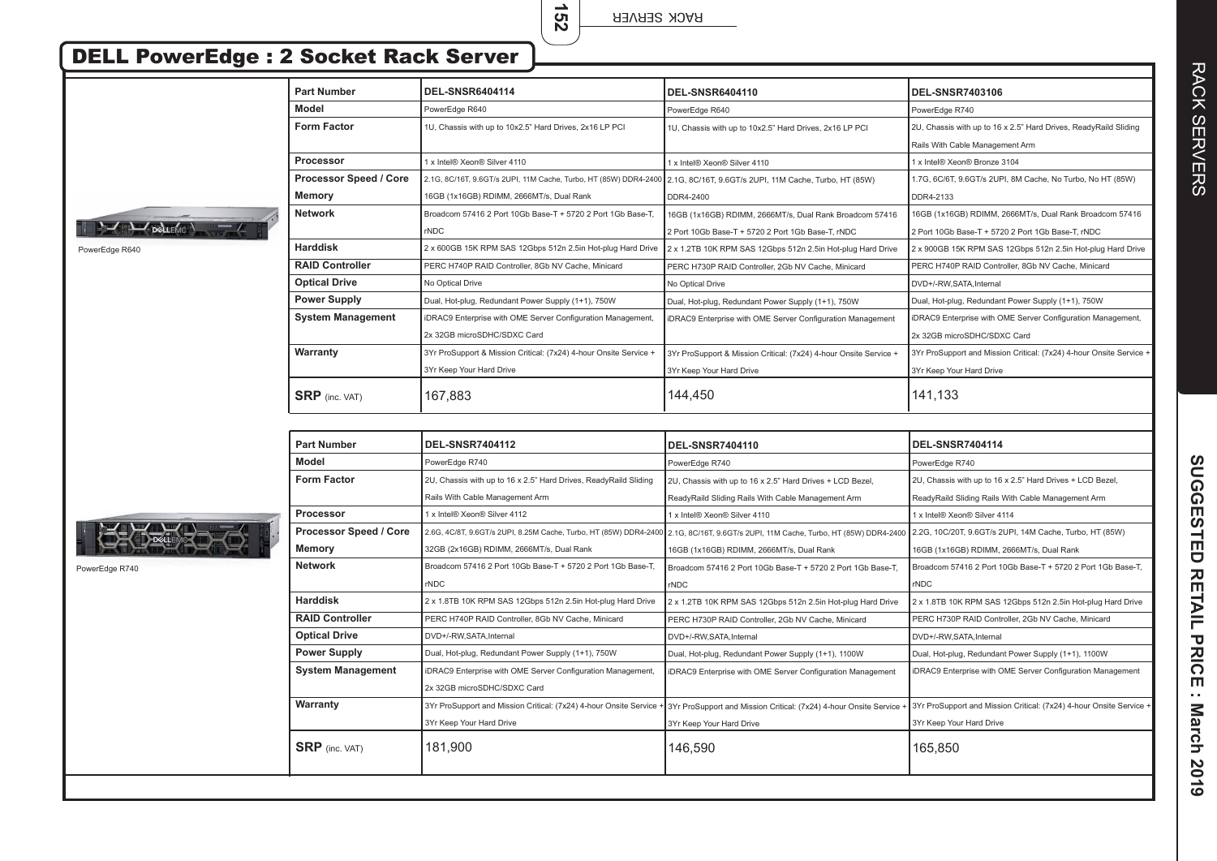# DELL PowerEdge : 2 Socket Rack Server

PowerEdge R640

| Part Number | DEL-SNSR6404114 | DEL-SNSR6404110 | DEL-SNSR7403106 |
|---|---|---|---|
| **Model** | PowerEdge R640 | PowerEdge R640 | PowerEdge R740 |
| **Form Factor** | 1U, Chassis with up to 10x2.5" Hard Drives, 2x16 LP PCI | 1U, Chassis with up to 10x2.5" Hard Drives, 2x16 LP PCI | 2U, Chassis with up to 16 x 2.5" Hard Drives, ReadyRaild Sliding Rails With Cable Management Arm |
| **Processor** | 1 x Intel® Xeon® Silver 4110 | 1 x Intel® Xeon® Silver 4110 | 1 x Intel® Xeon® Bronze 3104 |
| **Processor Speed / Core** | 2.1G, 8C/16T, 9.6GT/s 2UPI, 11M Cache, Turbo, HT (85W) DDR4-2400 | 2.1G, 8C/16T, 9.6GT/s 2UPI, 11M Cache, Turbo, HT (85W) | 1.7G, 6C/6T, 9.6GT/s 2UPI, 8M Cache, No Turbo, No HT (85W) |
| **Memory** | 16GB (1x16GB) RDIMM, 2666MT/s, Dual Rank | DDR4-2400 | DDR4-2133 |
| **Network** | Broadcom 57416 2 Port 10Gb Base-T + 5720 2 Port 1Gb Base-T, rNDC | 16GB (1x16GB) RDIMM, 2666MT/s, Dual Rank Broadcom 57416 2 Port 10Gb Base-T + 5720 2 Port 1Gb Base-T, rNDC | 16GB (1x16GB) RDIMM, 2666MT/s, Dual Rank Broadcom 57416 2 Port 10Gb Base-T + 5720 2 Port 1Gb Base-T, rNDC |
| **Harddisk** | 2 x 600GB 15K RPM SAS 12Gbps 512n 2.5in Hot-plug Hard Drive | 2 x 1.2TB 10K RPM SAS 12Gbps 512n 2.5in Hot-plug Hard Drive | 2 x 900GB 15K RPM SAS 12Gbps 512n 2.5in Hot-plug Hard Drive |
| **RAID Controller** | PERC H740P RAID Controller, 8Gb NV Cache, Minicard | PERC H730P RAID Controller, 2Gb NV Cache, Minicard | PERC H740P RAID Controller, 8Gb NV Cache, Minicard |
| **Optical Drive** | No Optical Drive | No Optical Drive | DVD+/-RW,SATA,Internal |
| **Power Supply** | Dual, Hot-plug, Redundant Power Supply (1+1), 750W | Dual, Hot-plug, Redundant Power Supply (1+1), 750W | Dual, Hot-plug, Redundant Power Supply (1+1), 750W |
| **System Management** | iDRAC9 Enterprise with OME Server Configuration Management, 2x 32GB microSDHC/SDXC Card | iDRAC9 Enterprise with OME Server Configuration Management | iDRAC9 Enterprise with OME Server Configuration Management, 2x 32GB microSDHC/SDXC Card |
| **Warranty** | 3Yr ProSupport & Mission Critical: (7x24) 4-hour Onsite Service + 3Yr Keep Your Hard Drive | 3Yr ProSupport & Mission Critical: (7x24) 4-hour Onsite Service + 3Yr Keep Your Hard Drive | 3Yr ProSupport and Mission Critical: (7x24) 4-hour Onsite Service + 3Yr Keep Your Hard Drive |
| **SRP** (inc. VAT) | 167,883 | 144,450 | 141,133 |

PowerEdge R740

| Part Number | DEL-SNSR7404112 | DEL-SNSR7404110 | DEL-SNSR7404114 |
|---|---|---|---|
| **Model** | PowerEdge R740 | PowerEdge R740 | PowerEdge R740 |
| **Form Factor** | 2U, Chassis with up to 16 x 2.5" Hard Drives, ReadyRaild Sliding Rails With Cable Management Arm | 2U, Chassis with up to 16 x 2.5" Hard Drives + LCD Bezel, ReadyRaild Sliding Rails With Cable Management Arm | 2U, Chassis with up to 16 x 2.5" Hard Drives + LCD Bezel, ReadyRaild Sliding Rails With Cable Management Arm |
| **Processor** | 1 x Intel® Xeon® Silver 4112 | 1 x Intel® Xeon® Silver 4110 | 1 x Intel® Xeon® Silver 4114 |
| **Processor Speed / Core** | 2.6G, 4C/8T, 9.6GT/s 2UPI, 8.25M Cache, Turbo, HT (85W) DDR4-2400 | 2.1G, 8C/16T, 9.6GT/s 2UPI, 11M Cache, Turbo, HT (85W) DDR4-2400 | 2.2G, 10C/20T, 9.6GT/s 2UPI, 14M Cache, Turbo, HT (85W) |
| **Memory** | 32GB (2x16GB) RDIMM, 2666MT/s, Dual Rank | 16GB (1x16GB) RDIMM, 2666MT/s, Dual Rank | 16GB (1x16GB) RDIMM, 2666MT/s, Dual Rank |
| **Network** | Broadcom 57416 2 Port 10Gb Base-T + 5720 2 Port 1Gb Base-T, rNDC | Broadcom 57416 2 Port 10Gb Base-T + 5720 2 Port 1Gb Base-T, rNDC | Broadcom 57416 2 Port 10Gb Base-T + 5720 2 Port 1Gb Base-T, rNDC |
| **Harddisk** | 2 x 1.8TB 10K RPM SAS 12Gbps 512n 2.5in Hot-plug Hard Drive | 2 x 1.2TB 10K RPM SAS 12Gbps 512n 2.5in Hot-plug Hard Drive | 2 x 1.8TB 10K RPM SAS 12Gbps 512n 2.5in Hot-plug Hard Drive |
| **RAID Controller** | PERC H740P RAID Controller, 8Gb NV Cache, Minicard | PERC H730P RAID Controller, 2Gb NV Cache, Minicard | PERC H730P RAID Controller, 2Gb NV Cache, Minicard |
| **Optical Drive** | DVD+/-RW,SATA,Internal | DVD+/-RW,SATA,Internal | DVD+/-RW,SATA,Internal |
| **Power Supply** | Dual, Hot-plug, Redundant Power Supply (1+1), 750W | Dual, Hot-plug, Redundant Power Supply (1+1), 1100W | Dual, Hot-plug, Redundant Power Supply (1+1), 1100W |
| **System Management** | iDRAC9 Enterprise with OME Server Configuration Management, 2x 32GB microSDHC/SDXC Card | iDRAC9 Enterprise with OME Server Configuration Management | iDRAC9 Enterprise with OME Server Configuration Management |
| **Warranty** | 3Yr ProSupport and Mission Critical: (7x24) 4-hour Onsite Service + 3Yr Keep Your Hard Drive | 3Yr ProSupport and Mission Critical: (7x24) 4-hour Onsite Service + 3Yr Keep Your Hard Drive | 3Yr ProSupport and Mission Critical: (7x24) 4-hour Onsite Service + 3Yr Keep Your Hard Drive |
| **SRP** (inc. VAT) | 181,900 | 146,590 | 165,850 |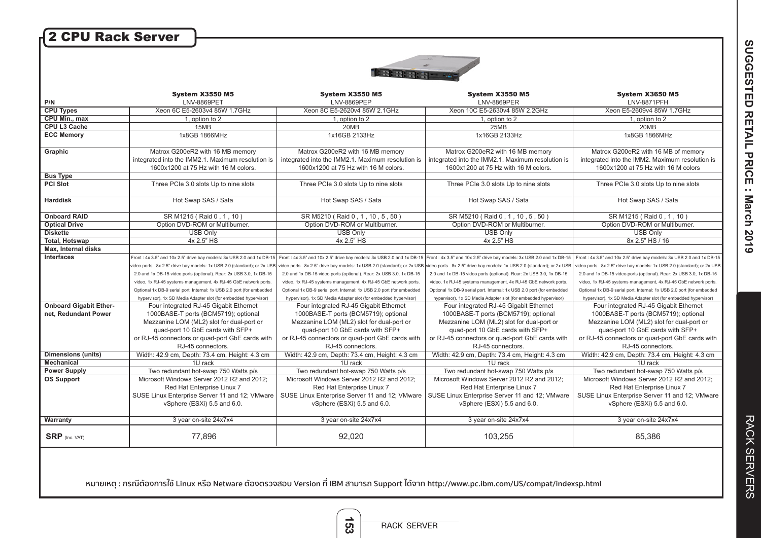## 2 CPU Rack Server

| | System X3550 M5 | System X3550 M5 | System X3550 M5 | System X3650 M5 |
|---|---|---|---|---|
| P/N | LNV-8869PET | LNV-8869PEP | LNV-8869PER | LNV-8871PFH |
| CPU Types | Xeon 6C E5-2603v4 85W 1.7GHz | Xeon 8C E5-2620v4 85W 2.1GHz | Xeon 10C E5-2630v4 85W 2.2GHz | Xeon E5-2609v4 85W 1.7GHz |
| CPU Min., max | 1, option to 2 | 1, option to 2 | 1, option to 2 | 1, option to 2 |
| CPU L3 Cache | 15MB | 20MB | 25MB | 20MB |
| ECC Memory | 1x8GB 1866MHz | 1x16GB 2133Hz | 1x16GB 2133Hz | 1x8GB 1866MHz |
| Graphic | Matrox G200eR2 with 16 MB memory integrated into the IMM2.1. Maximum resolution is 1600x1200 at 75 Hz with 16 M colors. | Matrox G200eR2 with 16 MB memory integrated into the IMM2.1. Maximum resolution is 1600x1200 at 75 Hz with 16 M colors. | Matrox G200eR2 with 16 MB memory integrated into the IMM2.1. Maximum resolution is 1600x1200 at 75 Hz with 16 M colors. | Matrox G200eR2 with 16 MB of memory integrated into the IMM2. Maximum resolution is 1600x1200 at 75 Hz with 16 M colors |
| Bus Type | | | | |
| PCI Slot | Three PCIe 3.0 slots Up to nine slots | Three PCIe 3.0 slots Up to nine slots | Three PCIe 3.0 slots Up to nine slots | Three PCIe 3.0 slots Up to nine slots |
| Harddisk | Hot Swap SAS / Sata | Hot Swap SAS / Sata | Hot Swap SAS / Sata | Hot Swap SAS / Sata |
| Onboard RAID | SR M1215 ( Raid 0 , 1 , 10 ) | SR M5210 ( Raid 0 , 1 , 10 , 5 , 50 ) | SR M5210 ( Raid 0 , 1 , 10 , 5 , 50 ) | SR M1215 ( Raid 0 , 1 , 10 ) |
| Optical Drive | Option DVD-ROM or Multiburner. | Option DVD-ROM or Multiburner. | Option DVD-ROM or Multiburner. | Option DVD-ROM or Multiburner. |
| Diskette | USB Only | USB Only | USB Only | USB Only |
| Total, Hotswap | 4x 2.5" HS | 4x 2.5" HS | 4x 2.5" HS | 8x 2.5" HS / 16 |
| Max, Internal disks | | | | |
| Interfaces | Front : 4x 3.5" and 10x 2.5" drive bay models: 3x USB 2.0 and 1x DB-15 video ports. 8x 2.5" drive bay models: 1x USB 2.0 (standard); or 2x USB 2.0 and 1x DB-15 video ports (optional). Rear: 2x USB 3.0, 1x DB-15 video, 1x RJ-45 systems management, 4x RJ-45 GbE network ports. Optional 1x DB-9 serial port. Internal: 1x USB 2.0 port (for embedded hypervisor), 1x SD Media Adapter slot (for embedded hypervisor) | Front : 4x 3.5" and 10x 2.5" drive bay models: 3x USB 2.0 and 1x DB-15 video ports. 8x 2.5" drive bay models: 1x USB 2.0 (standard); or 2x USB 2.0 and 1x DB-15 video ports (optional). Rear: 2x USB 3.0, 1x DB-15 video, 1x RJ-45 systems management, 4x RJ-45 GbE network ports. Optional 1x DB-9 serial port. Internal: 1x USB 2.0 port (for embedded hypervisor), 1x SD Media Adapter slot (for embedded hypervisor) | Front : 4x 3.5" and 10x 2.5" drive bay models: 3x USB 2.0 and 1x DB-15 video ports. 8x 2.5" drive bay models: 1x USB 2.0 (standard); or 2x USB 2.0 and 1x DB-15 video ports (optional). Rear: 2x USB 3.0, 1x DB-15 video, 1x RJ-45 systems management, 4x RJ-45 GbE network ports. Optional 1x DB-9 serial port. Internal: 1x USB 2.0 port (for embedded hypervisor), 1x SD Media Adapter slot (for embedded hypervisor) | Front : 4x 3.5" and 10x 2.5" drive bay models: 3x USB 2.0 and 1x DB-15 video ports. 8x 2.5" drive bay models: 1x USB 2.0 (standard); or 2x USB 2.0 and 1x DB-15 video ports (optional). Rear: 2x USB 3.0, 1x DB-15 video, 1x RJ-45 systems management, 4x RJ-45 GbE network ports. Optional 1x DB-9 serial port. Internal: 1x USB 2.0 port (for embedded hypervisor), 1x SD Media Adapter slot (for embedded hypervisor) |
| Onboard Gigabit Ethernet, Redundant Power | Four integrated RJ-45 Gigabit Ethernet 1000BASE-T ports (BCM5719); optional Mezzanine LOM (ML2) slot for dual-port or quad-port 10 GbE cards with SFP+ or RJ-45 connectors or quad-port GbE cards with RJ-45 connectors. | Four integrated RJ-45 Gigabit Ethernet 1000BASE-T ports (BCM5719); optional Mezzanine LOM (ML2) slot for dual-port or quad-port 10 GbE cards with SFP+ or RJ-45 connectors or quad-port GbE cards with RJ-45 connectors. | Four integrated RJ-45 Gigabit Ethernet 1000BASE-T ports (BCM5719); optional Mezzanine LOM (ML2) slot for dual-port or quad-port 10 GbE cards with SFP+ or RJ-45 connectors or quad-port GbE cards with RJ-45 connectors. | Four integrated RJ-45 Gigabit Ethernet 1000BASE-T ports (BCM5719); optional Mezzanine LOM (ML2) slot for dual-port or quad-port 10 GbE cards with SFP+ or RJ-45 connectors or quad-port GbE cards with RJ-45 connectors. |
| Dimensions (units) | Width: 42.9 cm, Depth: 73.4 cm, Height: 4.3 cm | Width: 42.9 cm, Depth: 73.4 cm, Height: 4.3 cm | Width: 42.9 cm, Depth: 73.4 cm, Height: 4.3 cm | Width: 42.9 cm, Depth: 73.4 cm, Height: 4.3 cm |
| Mechanical | 1U rack | 1U rack | 1U rack | 1U rack |
| Power Supply | Two redundant hot-swap 750 Watts p/s | Two redundant hot-swap 750 Watts p/s | Two redundant hot-swap 750 Watts p/s | Two redundant hot-swap 750 Watts p/s |
| OS Support | Microsoft Windows Server 2012 R2 and 2012; Red Hat Enterprise Linux 7 SUSE Linux Enterprise Server 11 and 12; VMware vSphere (ESXi) 5.5 and 6.0. | Microsoft Windows Server 2012 R2 and 2012; Red Hat Enterprise Linux 7 SUSE Linux Enterprise Server 11 and 12; VMware vSphere (ESXi) 5.5 and 6.0. | Microsoft Windows Server 2012 R2 and 2012; Red Hat Enterprise Linux 7 SUSE Linux Enterprise Server 11 and 12; VMware vSphere (ESXi) 5.5 and 6.0. | Microsoft Windows Server 2012 R2 and 2012; Red Hat Enterprise Linux 7 SUSE Linux Enterprise Server 11 and 12; VMware vSphere (ESXi) 5.5 and 6.0. |
| Warranty | 3 year on-site 24x7x4 | 3 year on-site 24x7x4 | 3 year on-site 24x7x4 | 3 year on-site 24x7x4 |
| **SRP** (Inc. VAT) | 77,896 | 92,020 | 103,255 | 85,386 |

หมายเหตุ : กรณีต้องการใช้ Linux หรือ Netware ต้องตรวจสอบ Version ที่ IBM สามารถ Support ได้จาก http://www.pc.ibm.com/US/compat/indexsp.html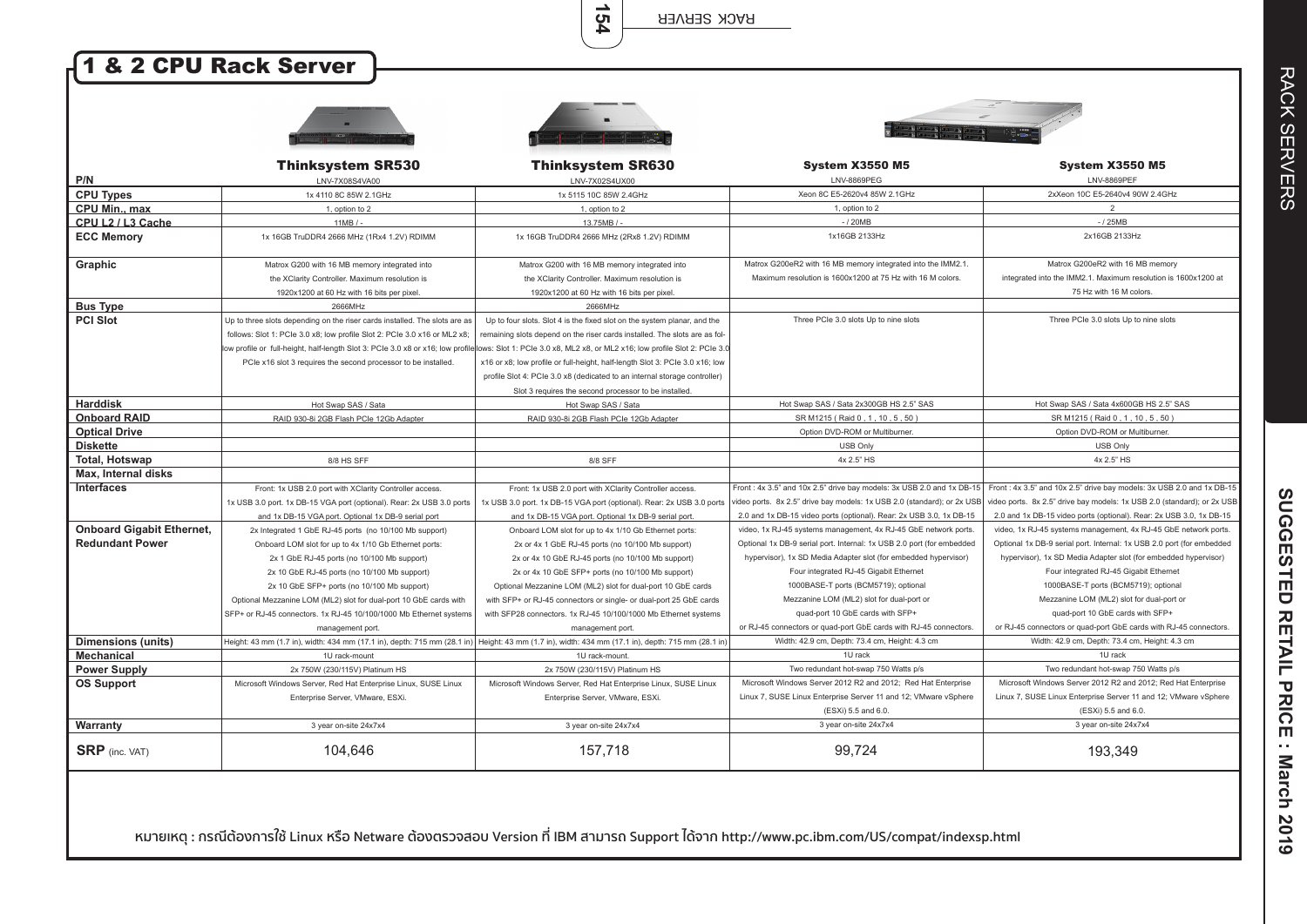## 1 & 2 CPU Rack Server

| | Thinksystem SR530 | Thinksystem SR630 | System X3550 M5 | System X3550 M5 |
|---|---|---|---|---|
| P/N | LNV-7X08S4VA00 | LNV-7X02S4UX00 | LNV-8869PEG | LNV-8869PEF |
| CPU Types | 1x 4110 8C 85W 2.1GHz | 1x 5115 10C 85W 2.4GHz | Xeon 8C E5-2620v4 85W 2.1GHz | 2xXeon 10C E5-2640v4 90W 2.4GHz |
| CPU Min., max | 1, option to 2 | 1, option to 2 | 1, option to 2 | 2 |
| CPU L2 / L3 Cache | 11MB / - | 13.75MB / - | - / 20MB | - / 25MB |
| ECC Memory | 1x 16GB TruDDR4 2666 MHz (1Rx4 1.2V) RDIMM | 1x 16GB TruDDR4 2666 MHz (2Rx8 1.2V) RDIMM | 1x16GB 2133Hz | 2x16GB 2133Hz |
| Graphic | Matrox G200 with 16 MB memory integrated into the XClarity Controller. Maximum resolution is 1920x1200 at 60 Hz with 16 bits per pixel. | Matrox G200 with 16 MB memory integrated into the XClarity Controller. Maximum resolution is 1920x1200 at 60 Hz with 16 bits per pixel. | Matrox G200eR2 with 16 MB memory integrated into the IMM2.1. Maximum resolution is 1600x1200 at 75 Hz with 16 M colors. | Matrox G200eR2 with 16 MB memory integrated into the IMM2.1. Maximum resolution is 1600x1200 at 75 Hz with 16 M colors. |
| Bus Type | 2666MHz | 2666MHz | | |
| PCI Slot | Up to three slots depending on the riser cards installed. The slots are as follows: Slot 1: PCIe 3.0 x8; low profile Slot 2: PCIe 3.0 x16 or ML2 x8; low profile or full-height, half-length Slot 3: PCIe 3.0 x8 or x16; low profile PCIe x16 slot 3 requires the second processor to be installed. | Up to four slots. Slot 4 is the fixed slot on the system planar, and the remaining slots depend on the riser cards installed. The slots are as follows: Slot 1: PCIe 3.0 x8, ML2 x8, or ML2 x16; low profile Slot 2: PCIe 3.0 x16 or x8; low profile or full-height, half-length Slot 3: PCIe 3.0 x16; low profile Slot 4: PCIe 3.0 x8 (dedicated to an internal storage controller) Slot 3 requires the second processor to be installed. | Three PCIe 3.0 slots Up to nine slots | Three PCIe 3.0 slots Up to nine slots |
| Harddisk | Hot Swap SAS / Sata | Hot Swap SAS / Sata | Hot Swap SAS / Sata 2x300GB HS 2.5" SAS | Hot Swap SAS / Sata 4x600GB HS 2.5" SAS |
| Onboard RAID | RAID 930-8i 2GB Flash PCIe 12Gb Adapter | RAID 930-8i 2GB Flash PCIe 12Gb Adapter | SR M1215 ( Raid 0 , 1 , 10 , 5 , 50 ) | SR M1215 ( Raid 0 , 1 , 10 , 5 , 50 ) |
| Optical Drive | | | Option DVD-ROM or Multiburner. | Option DVD-ROM or Multiburner. |
| Diskette | | | USB Only | USB Only |
| Total, Hotswap | 8/8 HS SFF | 8/8 SFF | 4x 2.5" HS | 4x 2.5" HS |
| Max, Internal disks | | | | |
| Interfaces | Front: 1x USB 2.0 port with XClarity Controller access. 1x USB 3.0 port. 1x DB-15 VGA port (optional). Rear: 2x USB 3.0 ports and 1x DB-15 VGA port. Optional 1x DB-9 serial port | Front: 1x USB 2.0 port with XClarity Controller access. 1x USB 3.0 port. 1x DB-15 VGA port (optional). Rear: 2x USB 3.0 ports and 1x DB-15 VGA port. Optional 1x DB-9 serial port. | Front : 4x 3.5" and 10x 2.5" drive bay models: 3x USB 2.0 and 1x DB-15 video ports. 8x 2.5" drive bay models: 1x USB 2.0 (standard); or 2x USB 2.0 and 1x DB-15 video ports (optional). Rear: 2x USB 3.0, 1x DB-15 video, 1x RJ-45 systems management, 4x RJ-45 GbE network ports. Optional 1x DB-9 serial port. Internal: 1x USB 2.0 port (for embedded hypervisor), 1x SD Media Adapter slot (for embedded hypervisor) | Front : 4x 3.5" and 10x 2.5" drive bay models: 3x USB 2.0 and 1x DB-15 video ports. 8x 2.5" drive bay models: 1x USB 2.0 (standard); or 2x USB 2.0 and 1x DB-15 video ports (optional). Rear: 2x USB 3.0, 1x DB-15 video, 1x RJ-45 systems management, 4x RJ-45 GbE network ports. Optional 1x DB-9 serial port. Internal: 1x USB 2.0 port (for embedded hypervisor), 1x SD Media Adapter slot (for embedded hypervisor) |
| Onboard Gigabit Ethernet, Redundant Power | 2x Integrated 1 GbE RJ-45 ports (no 10/100 Mb support) Onboard LOM slot for up to 4x 1/10 Gb Ethernet ports: 2x 1 GbE RJ-45 ports (no 10/100 Mb support) 2x 10 GbE RJ-45 ports (no 10/100 Mb support) 2x 10 GbE SFP+ ports (no 10/100 Mb support) Optional Mezzanine LOM (ML2) slot for dual-port 10 GbE cards with SFP+ or RJ-45 connectors. 1x RJ-45 10/100/1000 Mb Ethernet systems management port. | Onboard LOM slot for up to 4x 1/10 Gb Ethernet ports: 2x or 4x 1 GbE RJ-45 ports (no 10/100 Mb support) 2x or 4x 10 GbE RJ-45 ports (no 10/100 Mb support) 2x or 4x 10 GbE SFP+ ports (no 10/100 Mb support) Optional Mezzanine LOM (ML2) slot for dual-port 10 GbE cards with SFP+ or RJ-45 connectors or single- or dual-port 25 GbE cards with SFP28 connectors. 1x RJ-45 10/100/1000 Mb Ethernet systems management port. | Four integrated RJ-45 Gigabit Ethernet 1000BASE-T ports (BCM5719); optional Mezzanine LOM (ML2) slot for dual-port or quad-port 10 GbE cards with SFP+ or RJ-45 connectors or quad-port GbE cards with RJ-45 connectors. | Four integrated RJ-45 Gigabit Ethernet 1000BASE-T ports (BCM5719); optional Mezzanine LOM (ML2) slot for dual-port or quad-port 10 GbE cards with SFP+ or RJ-45 connectors or quad-port GbE cards with RJ-45 connectors. |
| Dimensions (units) | Height: 43 mm (1.7 in), width: 434 mm (17.1 in), depth: 715 mm (28.1 in) | Height: 43 mm (1.7 in), width: 434 mm (17.1 in), depth: 715 mm (28.1 in) | Width: 42.9 cm, Depth: 73.4 cm, Height: 4.3 cm | Width: 42.9 cm, Depth: 73.4 cm, Height: 4.3 cm |
| Mechanical | 1U rack-mount | 1U rack-mount. | 1U rack | 1U rack |
| Power Supply | 2x 750W (230/115V) Platinum HS | 2x 750W (230/115V) Platinum HS | Two redundant hot-swap 750 Watts p/s | Two redundant hot-swap 750 Watts p/s |
| OS Support | Microsoft Windows Server, Red Hat Enterprise Linux, SUSE Linux Enterprise Server, VMware, ESXi. | Microsoft Windows Server, Red Hat Enterprise Linux, SUSE Linux Enterprise Server, VMware, ESXi. | Microsoft Windows Server 2012 R2 and 2012; Red Hat Enterprise Linux 7, SUSE Linux Enterprise Server 11 and 12; VMware vSphere (ESXi) 5.5 and 6.0. | Microsoft Windows Server 2012 R2 and 2012; Red Hat Enterprise Linux 7, SUSE Linux Enterprise Server 11 and 12; VMware vSphere (ESXi) 5.5 and 6.0. |
| Warranty | 3 year on-site 24x7x4 | 3 year on-site 24x7x4 | 3 year on-site 24x7x4 | 3 year on-site 24x7x4 |
| **SRP** (inc. VAT) | 104,646 | 157,718 | 99,724 | 193,349 |

หมายเหตุ : กรณีต้องการใช้ Linux หรือ Netware ต้องตรวจสอบ Version ที่ IBM สามารถ Support ได้จาก http://www.pc.ibm.com/US/compat/indexsp.html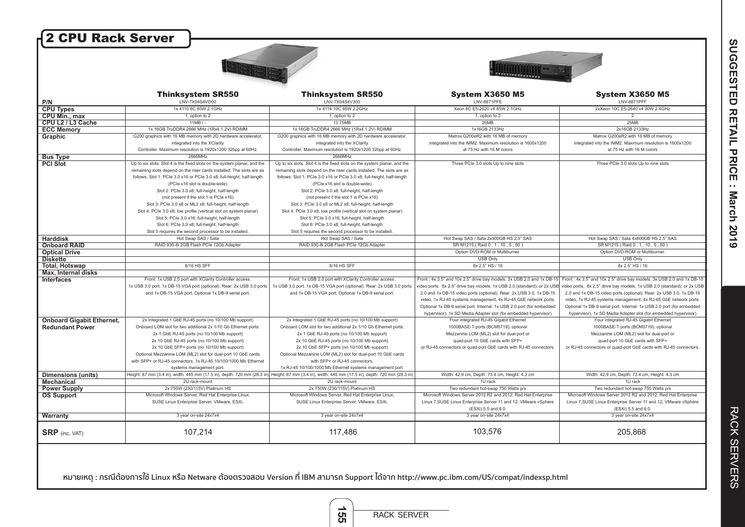# 2 CPU Rack Server

| P/N | Thinksystem SR550<br>LNV-7X04S4VD00 | Thinksystem SR550<br>LNV-7X04S4V300 | System X3650 M5<br>LNV-8871PFE | System X3650 M5<br>LNV-8871PFF |
|---|---|---|---|---|
| CPU Types | 1x 4110 8C 85W 2.1GHz | 1x 4114 10C 85W 2.2GHz | Xeon 8C E5-2620 v4 85W 2.1GHz | 2xXeon 10C E5-2640 v4 90W 2.4GHz |
| CPU Min., max | 1, option to 2 | 1, option to 2 | 1, option to 2 | 2 |
| CPU L2 / L3 Cache | 11MB / - | 13.75MB | 20MB | 25MB |
| ECC Memory | 1x 16GB TruDDR4 2666 MHz (1Rx4 1.2V) RDIMM | 1x 16GB TruDDR4 2666 MHz (1Rx4 1.2V) RDIMM | 1x16GB 2133Hz | 2x16GB 2133Hz |
| Graphic | G200 graphics with 16 MB memory with 2D hardware accelerator, integrated into the XClarity Controller. Maximum resolution is 1920x1200 32bpp at 60Hz. | G200 graphics with 16 MB memory with 2D hardware accelerator, integrated into the XClarity Controller. Maximum resolution is 1920x1200 32bpp at 60Hz. | Matrox G200eR2 with 16 MB of memory integrated into the IMM2. Maximum resolution is 1600x1200 at 75 Hz with 16 M colors | Matrox G200eR2 with 16 MB of memory integrated into the IMM2. Maximum resolution is 1600x1200 at 75 Hz with 16 M colors |
| Bus Type | 2666MHz | 2666MHz | | |
| PCI Slot | Up to six slots. Slot 4 is the fixed slots on the system planar, and the remaining slots depend on the riser cards installed. The slots are as follows: Slot 1: PCIe 3.0 x16 or PCIe 3.0 x8; full-height, half-length (PCIe x16 slot is double-wide) Slot 2: PCIe 3.0 x8; full-height, half-length (not present if the slot 1 is PCIe x16) Slot 3: PCIe 3.0 x8 or ML2 x8; full-height, half-length Slot 4: PCIe 3.0 x8; low profile (vertical slot on system planar) Slot 5: PCIe 3.0 x16; full-height, half-length Slot 6: PCIe 3.0 x8; full-height, half-length Slot 5 requires the second processor to be installed. | Up to six slots. Slot 4 is the fixed slots on the system planar, and the remaining slots depend on the riser cards installed. The slots are as follows: Slot 1: PCIe 3.0 x16 or PCIe 3.0 x8; full-height, half-length (PCIe x16 slot is double-wide) Slot 2: PCIe 3.0 x8; full-height, half-length (not present if the slot 1 is PCIe x16) Slot 3: PCIe 3.0 x8 or ML2 x8; full-height, half-length Slot 4: PCIe 3.0 x8; low profile (vertical slot on system planar) Slot 5: PCIe 3.0 x16; full-height, half-length Slot 6: PCIe 3.0 x8; full-height, half-length Slot 5 requires the second processor to be installed. | Three PCIe 3.0 slots Up to nine slots | Three PCIe 3.0 slots Up to nine slots |
| Harddisk | Hot Swap SAS / Sata | Hot Swap SAS / Sata | Hot Swap SAS / Sata 2x300GB HS 2.5" SAS | Hot Swap SAS / Sata 4x600GB HS 2.5" SAS |
| Onboard RAID | RAID 930-8i 2GB Flash PCIe 12Gb Adapter | RAID 930-8i 2GB Flash PCIe 12Gb Adapter | SR M1215 ( Raid 0 , 1 , 10 , 5 , 50 ) | SR M1215 ( Raid 0 , 1 , 10 , 5 , 50 ) |
| Optical Drive | | | Option DVD-ROM or Multiburner. | Option DVD-ROM or Multiburner. |
| Diskette | | | USB Only | USB Only |
| Total, Hotswap | 8/16 HS SFF | 8/16 HS SFF | 8x 2.5" HS / 16 | 8x 2.5" HS / 16 |
| Max, Internal disks | | | | |
| Interfaces | Front: 1x USB 2.0 port with XClarity Controller access. 1x USB 3.0 port. 1x DB-15 VGA port (optional). Rear: 2x USB 3.0 ports and 1x DB-15 VGA port. Optional 1x DB-9 serial port. | Front: 1x USB 2.0 port with XClarity Controller access. 1x USB 3.0 port. 1x DB-15 VGA port (optional). Rear: 2x USB 3.0 ports and 1x DB-15 VGA port. Optional 1x DB-9 serial port. | Front : 4x 3.5" and 10x 2.5" drive bay models: 3x USB 2.0 and 1x DB-15 video ports. 8x 2.5" drive bay models: 1x USB 2.0 (standard); or 2x USB 2.0 and 1x DB-15 video ports (optional). Rear: 2x USB 3.0, 1x DB-15 video, 1x RJ-45 systems management, 4x RJ-45 GbE network ports. Optional 1x DB-9 serial port. Internal: 1x USB 2.0 port (for embedded hypervisor), 1x SD Media Adapter slot (for embedded hypervisor) | Front : 4x 3.5" and 10x 2.5" drive bay models: 3x USB 2.0 and 1x DB-15 video ports. 8x 2.5" drive bay models: 1x USB 2.0 (standard); or 2x USB 2.0 and 1x DB-15 video ports (optional). Rear: 2x USB 3.0, 1x DB-15 video, 1x RJ-45 systems management, 4x RJ-45 GbE network ports. Optional 1x DB-9 serial port. Internal: 1x USB 2.0 port (for embedded hypervisor), 1x SD Media Adapter slot (for embedded hypervisor) |
| Onboard Gigabit Ethernet, Redundant Power | 2x Integrated 1 GbE RJ-45 ports (no 10/100 Mb support) Onboard LOM slot for two additional 2x 1/10 Gb Ethernet ports: 2x 1 GbE RJ-45 ports (no 10/100 Mb support) 2x 10 GbE RJ-45 ports (no 10/100 Mb support) 2x 10 GbE SFP+ ports (no 10/100 Mb support) Optional Mezzanine LOM (ML2) slot for dual-port 10 GbE cards with SFP+ or RJ-45 connectors. 1x RJ-45 10/100/1000 Mb Ethernet systems management port. | 2x Integrated 1 GbE RJ-45 ports (no 10/100 Mb support) Onboard LOM slot for two additional 2x 1/10 Gb Ethernet ports: 2x 1 GbE RJ-45 ports (no 10/100 Mb support) 2x 10 GbE RJ-45 ports (no 10/100 Mb support) 2x 10 GbE SFP+ ports (no 10/100 Mb support) Optional Mezzanine LOM (ML2) slot for dual-port 10 GbE cards with SFP+ or RJ-45 connectors. 1x RJ-45 10/100/1000 Mb Ethernet systems management port. | Four integrated RJ-45 Gigabit Ethernet 1000BASE-T ports (BCM5719); optional Mezzanine LOM (ML2) slot for dual-port or quad-port 10 GbE cards with SFP+ or RJ-45 connectors or quad-port GbE cards with RJ-45 connectors. | Four integrated RJ-45 Gigabit Ethernet 1000BASE-T ports (BCM5719); optional Mezzanine LOM (ML2) slot for dual-port or quad-port 10 GbE cards with SFP+ or RJ-45 connectors or quad-port GbE cards with RJ-45 connectors. |
| Dimensions (units) | Height: 87 mm (3.4 in), width: 445 mm (17.5 in), depth: 720 mm (28.3 in) | Height: 87 mm (3.4 in), width: 445 mm (17.5 in), depth: 720 mm (28.3 in) | Width: 42.9 cm, Depth: 73.4 cm, Height: 4.3 cm | Width: 42.9 cm, Depth: 73.4 cm, Height: 4.3 cm |
| Mechanical | 2U rack-mount | 2U rack-mount | 1U rack | 1U rack |
| Power Supply | 2x 750W (230/115V) Platinum HS | 2x 750W (230/115V) Platinum HS | Two redundant hot-swap 750 Watts p/s | Two redundant hot-swap 750 Watts p/s |
| OS Support | Microsoft Windows Server, Red Hat Enterprise Linux, SUSE Linux Enterprise Server, VMware, ESXi. | Microsoft Windows Server, Red Hat Enterprise Linux, SUSE Linux Enterprise Server, VMware, ESXi. | Microsoft Windows Server 2012 R2 and 2012; Red Hat Enterprise Linux 7,SUSE Linux Enterprise Server 11 and 12; VMware vSphere (ESXi) 5.5 and 6.0. | Microsoft Windows Server 2012 R2 and 2012; Red Hat Enterprise Linux 7,SUSE Linux Enterprise Server 11 and 12; VMware vSphere (ESXi) 5.5 and 6.0. |
| Warranty | 3 year on-site 24x7x4 | 3 year on-site 24x7x4 | 3 year on-site 24x7x4 | 3 year on-site 24x7x4 |
| **SRP** (inc. VAT) | 107,214 | 117,486 | 103,576 | 205,868 |

หมายเหตุ : กรณีต้องการใช้ Linux หรือ Netware ต้องตรวจสอบ Version ที่ IBM สามารถ Support ได้จาก http://www.pc.ibm.com/US/compat/indexsp.html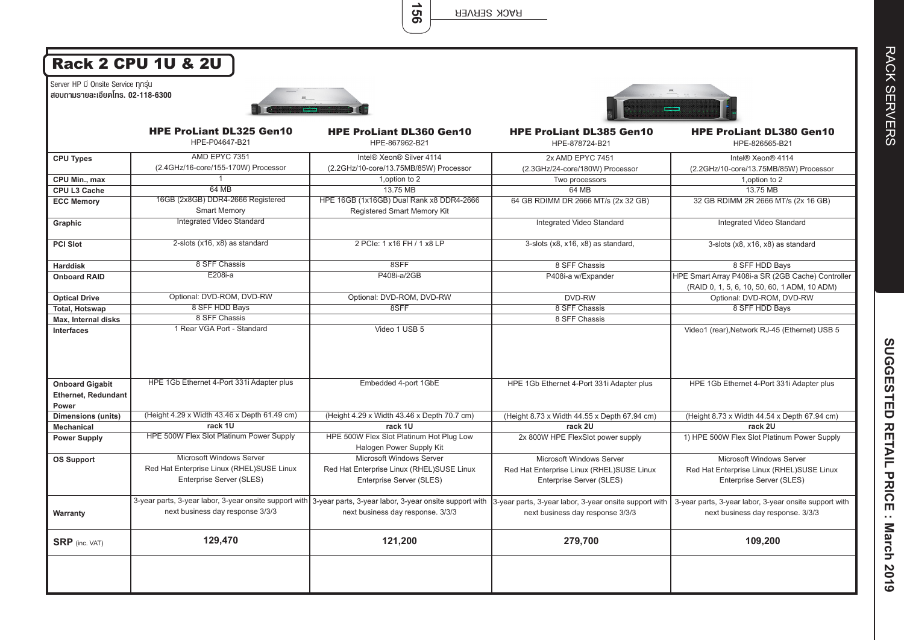# Rack 2 CPU 1U & 2U

Server HP มี Onsite Service ทุกรุ่น
สอบถามรายละเอียดโทร. 02-118-6300

| | HPE ProLiant DL325 Gen10<br>HPE-P04647-B21 | HPE ProLiant DL360 Gen10<br>HPE-867962-B21 | HPE ProLiant DL385 Gen10<br>HPE-878724-B21 | HPE ProLiant DL380 Gen10<br>HPE-826565-B21 |
|---|---|---|---|---|
| CPU Types | AMD EPYC 7351 (2.4GHz/16-core/155-170W) Processor | Intel® Xeon® Silver 4114 (2.2GHz/10-core/13.75MB/85W) Processor | 2x AMD EPYC 7451 (2.3GHz/24-core/180W) Processor | Intel® Xeon® 4114 (2.2GHz/10-core/13.75MB/85W) Processor |
| CPU Min., max | 1 | 1,option to 2 | Two processors | 1,option to 2 |
| CPU L3 Cache | 64 MB | 13.75 MB | 64 MB | 13.75 MB |
| ECC Memory | 16GB (2x8GB) DDR4-2666 Registered Smart Memory | HPE 16GB (1x16GB) Dual Rank x8 DDR4-2666 Registered Smart Memory Kit | 64 GB RDIMM DR 2666 MT/s (2x 32 GB) | 32 GB RDIMM 2R 2666 MT/s (2x 16 GB) |
| Graphic | Integrated Video Standard | | Integrated Video Standard | Integrated Video Standard |
| PCI Slot | 2-slots (x16, x8) as standard | 2 PCIe: 1 x16 FH / 1 x8 LP | 3-slots (x8, x16, x8) as standard, | 3-slots (x8, x16, x8) as standard |
| Harddisk | 8 SFF Chassis | 8SFF | 8 SFF Chassis | 8 SFF HDD Bays |
| Onboard RAID | E208i-a | P408i-a/2GB | P408i-a w/Expander | HPE Smart Array P408i-a SR (2GB Cache) Controller (RAID 0, 1, 5, 6, 10, 50, 60, 1 ADM, 10 ADM) |
| Optical Drive | Optional: DVD-ROM, DVD-RW | Optional: DVD-ROM, DVD-RW | DVD-RW | Optional: DVD-ROM, DVD-RW |
| Total, Hotswap | 8 SFF HDD Bays | 8SFF | 8 SFF Chassis | 8 SFF HDD Bays |
| Max, Internal disks | 8 SFF Chassis | | 8 SFF Chassis | |
| Interfaces | 1 Rear VGA Port - Standard | Video 1 USB 5 | | Video1 (rear),Network RJ-45 (Ethernet) USB 5 |
| Onboard Gigabit Ethernet, Redundant Power | HPE 1Gb Ethernet 4-Port 331i Adapter plus | Embedded 4-port 1GbE | HPE 1Gb Ethernet 4-Port 331i Adapter plus | HPE 1Gb Ethernet 4-Port 331i Adapter plus |
| Dimensions (units) | (Height 4.29 x Width 43.46 x Depth 61.49 cm) | (Height 4.29 x Width 43.46 x Depth 70.7 cm) | (Height 8.73 x Width 44.55 x Depth 67.94 cm) | (Height 8.73 x Width 44.54 x Depth 67.94 cm) |
| Mechanical | rack 1U | rack 1U | rack 2U | rack 2U |
| Power Supply | HPE 500W Flex Slot Platinum Power Supply | HPE 500W Flex Slot Platinum Hot Plug Low Halogen Power Supply Kit | 2x 800W HPE FlexSlot power supply | 1) HPE 500W Flex Slot Platinum Power Supply |
| OS Support | Microsoft Windows Server Red Hat Enterprise Linux (RHEL)SUSE Linux Enterprise Server (SLES) | Microsoft Windows Server Red Hat Enterprise Linux (RHEL)SUSE Linux Enterprise Server (SLES) | Microsoft Windows Server Red Hat Enterprise Linux (RHEL)SUSE Linux Enterprise Server (SLES) | Microsoft Windows Server Red Hat Enterprise Linux (RHEL)SUSE Linux Enterprise Server (SLES) |
| Warranty | 3-year parts, 3-year labor, 3-year onsite support with next business day response 3/3/3 | 3-year parts, 3-year labor, 3-year onsite support with next business day response. 3/3/3 | 3-year parts, 3-year labor, 3-year onsite support with next business day response 3/3/3 | 3-year parts, 3-year labor, 3-year onsite support with next business day response. 3/3/3 |
| SRP (inc. VAT) | 129,470 | 121,200 | 279,700 | 109,200 |